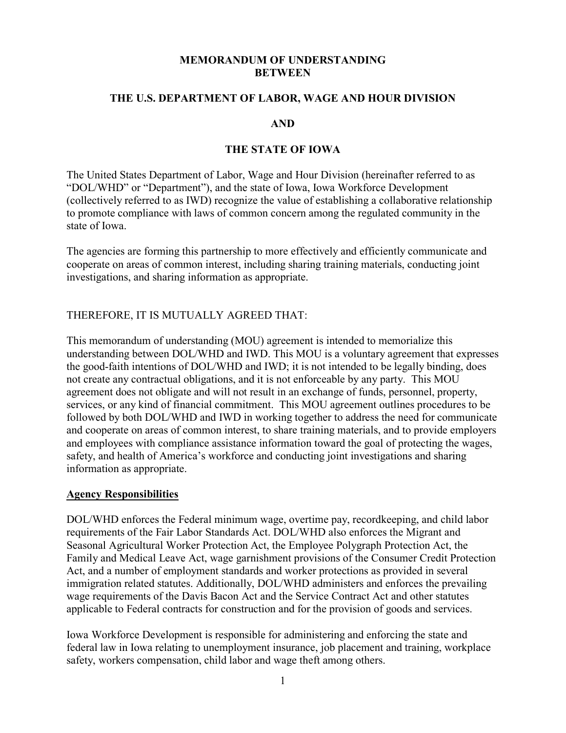# MEMORANDUM OF UNDERSTANDING BETWEEN

## THE U.S. DEPARTMENT OF LABOR, WAGE AND HOUR DIVISION

## AND

## THE STATE OF IOWA

The United States Department of Labor, Wage and Hour Division (hereinafter referred to as "DOL/WHD" or "Department"), and the state of Iowa, Iowa Workforce Development (collectively referred to as IWD) recognize the value of establishing a collaborative relationship to promote compliance with laws of common concern among the regulated community in the state of Iowa.

The agencies are forming this partnership to more effectively and efficiently communicate and cooperate on areas of common interest, including sharing training materials, conducting joint investigations, and sharing information as appropriate.

THEREFORE, IT IS MUTUALLY AGREED THAT:

This memorandum of understanding (MOU) agreement is intended to memorialize this understanding between DOL/WHD and IWD. This MOU is a voluntary agreement that expresses the good-faith intentions of DOL/WHD and IWD; it is not intended to be legally binding, does not create any contractual obligations, and it is not enforceable by any party. This MOU agreement does not obligate and will not result in an exchange of funds, personnel, property, services, or any kind of financial commitment. This MOU agreement outlines procedures to be followed by both DOL/WHD and IWD in working together to address the need for communicate and cooperate on areas of common interest, to share training materials, and to provide employers and employees with compliance assistance information toward the goal of protecting the wages, safety, and health of America's workforce and conducting joint investigations and sharing information as appropriate.

**<u>Agency Responsibilities</u>**

DOL/WHD enforces the Federal minimum wage, overtime pay, recordkeeping, and child labor requirements of the Fair Labor Standards Act. DOL/WHD also enforces the Migrant and Seasonal Agricultural Worker Protection Act, the Employee Polygraph Protection Act, the Family and Medical Leave Act, wage garnishment provisions of the Consumer Credit Protection Act, and a number of employment standards and worker protections as provided in several immigration related statutes. Additionally, DOL/WHD administers and enforces the prevailing wage requirements of the Davis Bacon Act and the Service Contract Act and other statutes applicable to Federal contracts for construction and for the provision of goods and services.

Iowa Workforce Development is responsible for administering and enforcing the state and federal law in Iowa relating to unemployment insurance, job placement and training, workplace safety, workers compensation, child labor and wage theft among others.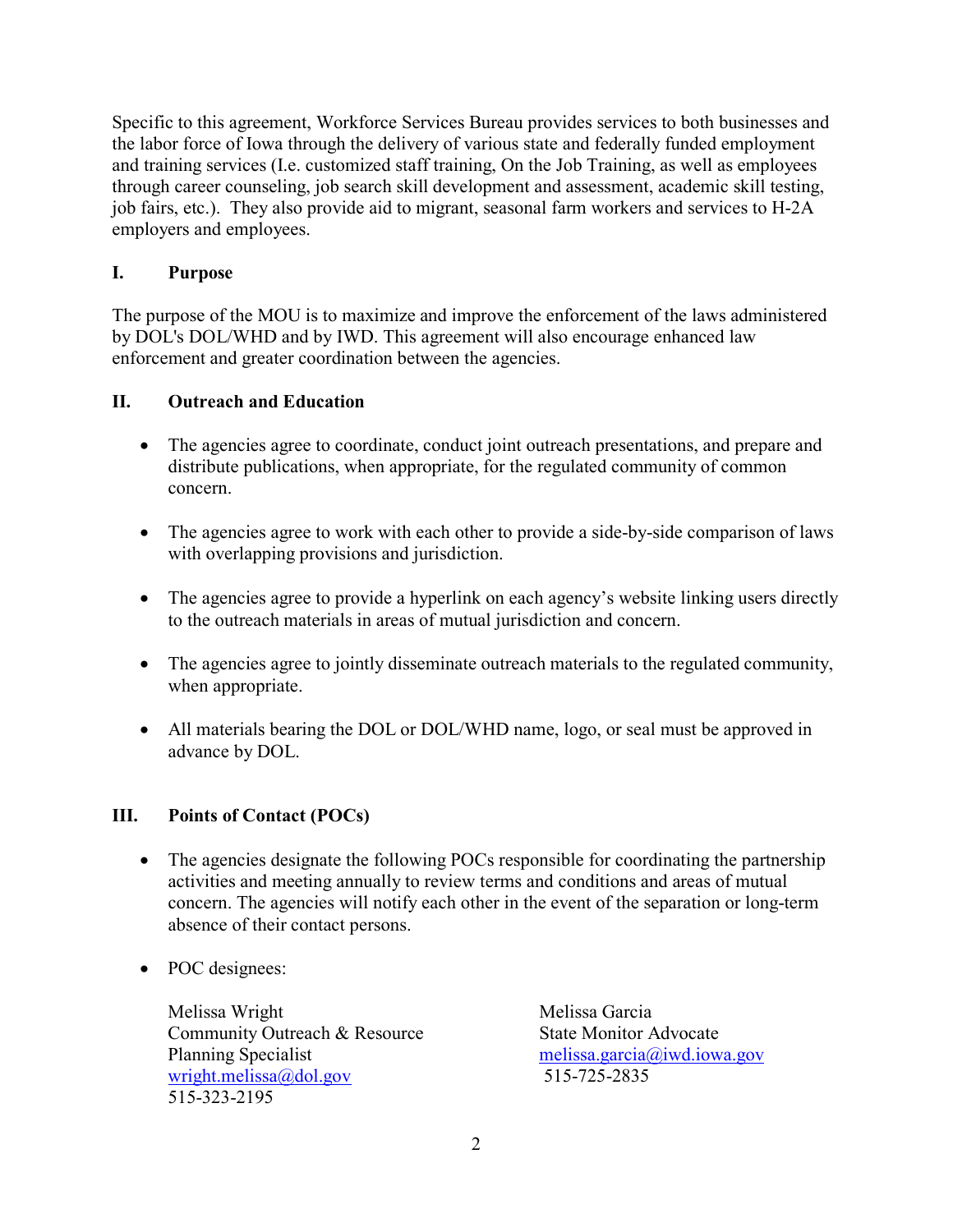Specific to this agreement, Workforce Services Bureau provides services to both businesses and the labor force of Iowa through the delivery of various state and federally funded employment and training services (I.e. customized staff training, On the Job Training, as well as employees through career counseling, job search skill development and assessment, academic skill testing, job fairs, etc.). They also provide aid to migrant, seasonal farm workers and services to H-2A employers and employees.

## I. Purpose

The purpose of the MOU is to maximize and improve the enforcement of the laws administered by DOL's DOL/WHD and by IWD. This agreement will also encourage enhanced law enforcement and greater coordination between the agencies.

## II. Outreach and Education

- The agencies agree to coordinate, conduct joint outreach presentations, and prepare and distribute publications, when appropriate, for the regulated community of common concern.
- The agencies agree to work with each other to provide a side-by-side comparison of laws with overlapping provisions and jurisdiction.
- The agencies agree to provide a hyperlink on each agency's website linking users directly to the outreach materials in areas of mutual jurisdiction and concern.
- The agencies agree to jointly disseminate outreach materials to the regulated community, when appropriate.
- All materials bearing the DOL or DOL/WHD name, logo, or seal must be approved in advance by DOL.

## III. Points of Contact (POCs)

- The agencies designate the following POCs responsible for coordinating the partnership activities and meeting annually to review terms and conditions and areas of mutual concern. The agencies will notify each other in the event of the separation or long-term absence of their contact persons.
- POC designees:

  Melissa Wright
  Community Outreach & Resource Planning Specialist
  wright.melissa@dol.gov
  515-323-2195

  Melissa Garcia
  State Monitor Advocate
  melissa.garcia@iwd.iowa.gov
  515-725-2835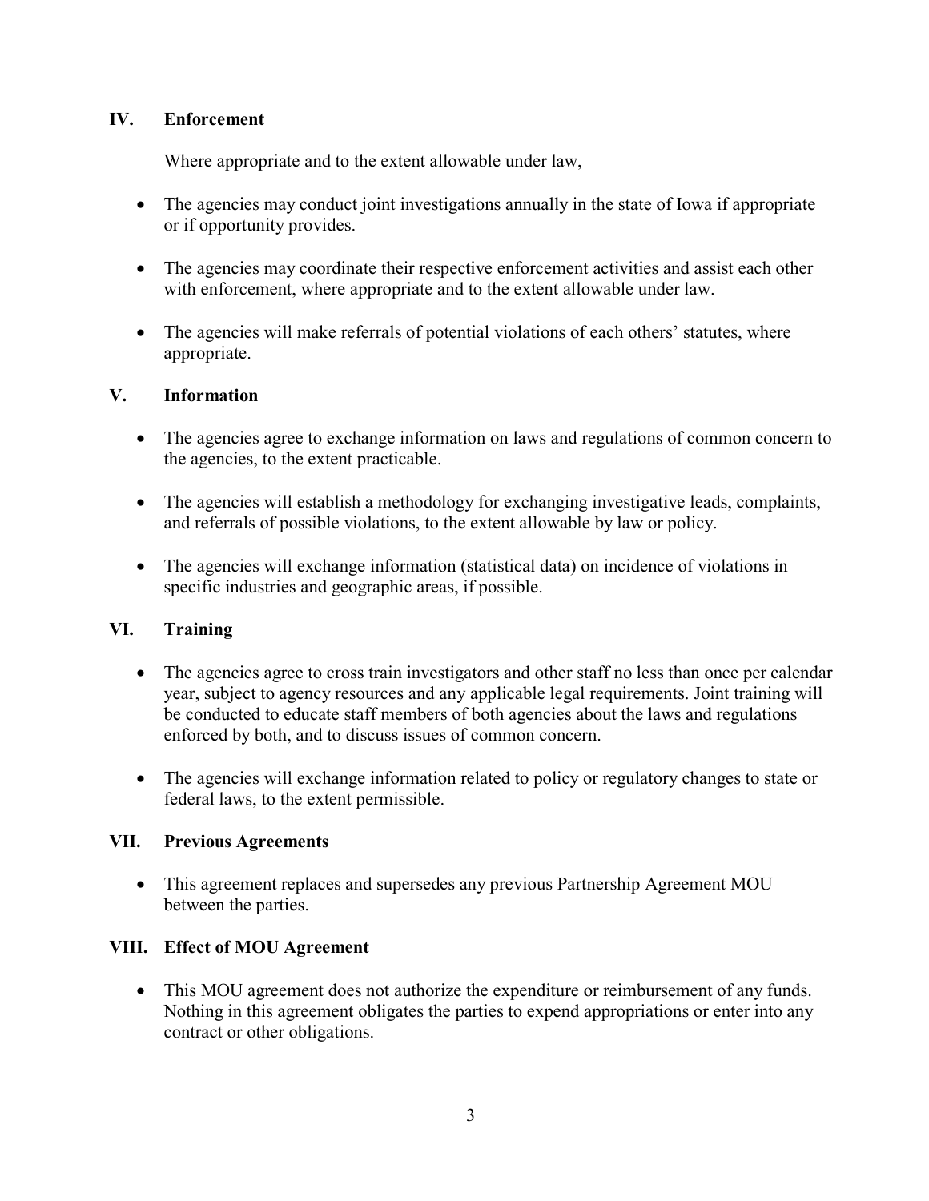## IV. Enforcement

Where appropriate and to the extent allowable under law,

- The agencies may conduct joint investigations annually in the state of Iowa if appropriate or if opportunity provides.
- The agencies may coordinate their respective enforcement activities and assist each other with enforcement, where appropriate and to the extent allowable under law.
- The agencies will make referrals of potential violations of each others' statutes, where appropriate.

## V. Information

- The agencies agree to exchange information on laws and regulations of common concern to the agencies, to the extent practicable.
- The agencies will establish a methodology for exchanging investigative leads, complaints, and referrals of possible violations, to the extent allowable by law or policy.
- The agencies will exchange information (statistical data) on incidence of violations in specific industries and geographic areas, if possible.

## VI. Training

- The agencies agree to cross train investigators and other staff no less than once per calendar year, subject to agency resources and any applicable legal requirements. Joint training will be conducted to educate staff members of both agencies about the laws and regulations enforced by both, and to discuss issues of common concern.
- The agencies will exchange information related to policy or regulatory changes to state or federal laws, to the extent permissible.

## VII. Previous Agreements

- This agreement replaces and supersedes any previous Partnership Agreement MOU between the parties.

## VIII. Effect of MOU Agreement

- This MOU agreement does not authorize the expenditure or reimbursement of any funds. Nothing in this agreement obligates the parties to expend appropriations or enter into any contract or other obligations.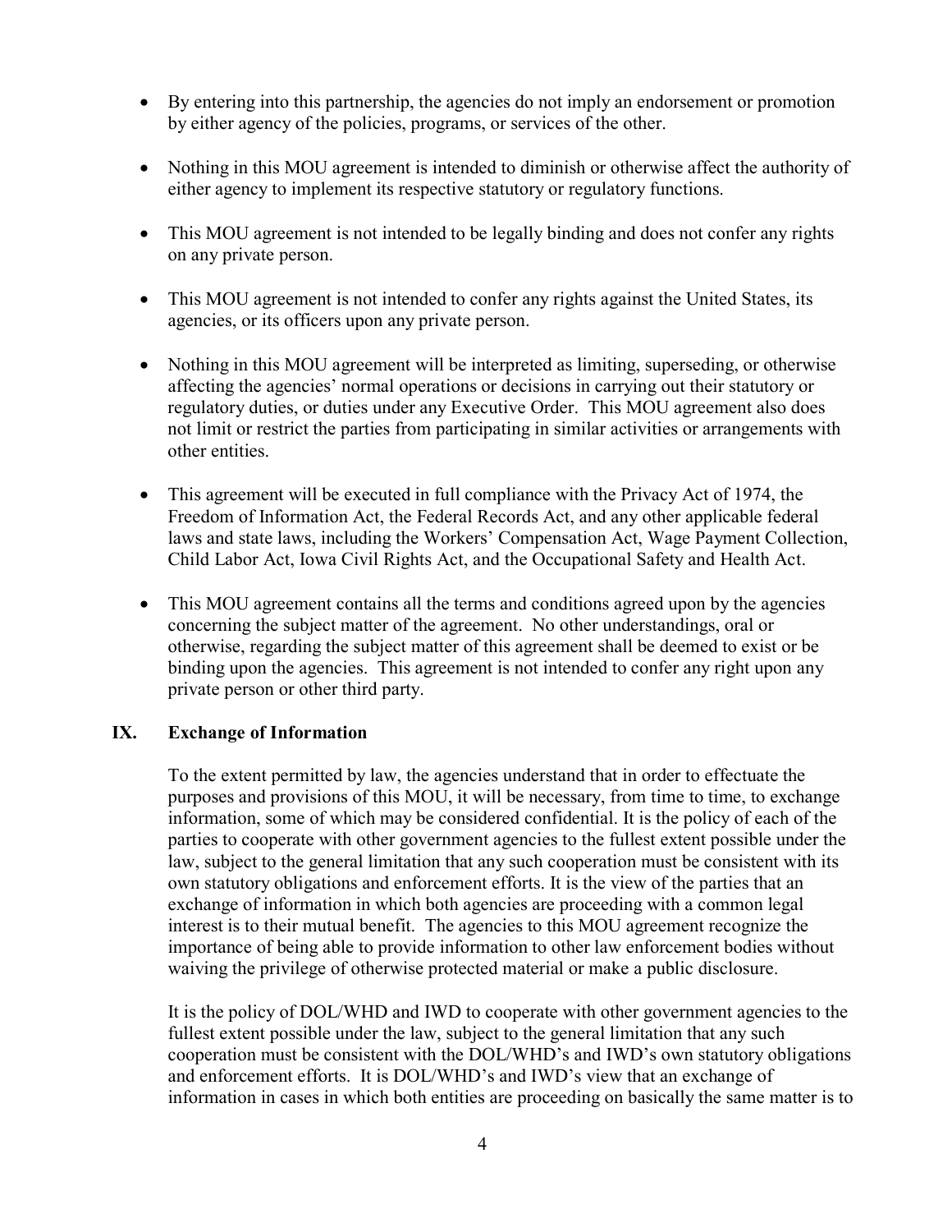- By entering into this partnership, the agencies do not imply an endorsement or promotion by either agency of the policies, programs, or services of the other.

- Nothing in this MOU agreement is intended to diminish or otherwise affect the authority of either agency to implement its respective statutory or regulatory functions.

- This MOU agreement is not intended to be legally binding and does not confer any rights on any private person.

- This MOU agreement is not intended to confer any rights against the United States, its agencies, or its officers upon any private person.

- Nothing in this MOU agreement will be interpreted as limiting, superseding, or otherwise affecting the agencies' normal operations or decisions in carrying out their statutory or regulatory duties, or duties under any Executive Order. This MOU agreement also does not limit or restrict the parties from participating in similar activities or arrangements with other entities.

- This agreement will be executed in full compliance with the Privacy Act of 1974, the Freedom of Information Act, the Federal Records Act, and any other applicable federal laws and state laws, including the Workers' Compensation Act, Wage Payment Collection, Child Labor Act, Iowa Civil Rights Act, and the Occupational Safety and Health Act.

- This MOU agreement contains all the terms and conditions agreed upon by the agencies concerning the subject matter of the agreement. No other understandings, oral or otherwise, regarding the subject matter of this agreement shall be deemed to exist or be binding upon the agencies. This agreement is not intended to confer any right upon any private person or other third party.

## IX. Exchange of Information

To the extent permitted by law, the agencies understand that in order to effectuate the purposes and provisions of this MOU, it will be necessary, from time to time, to exchange information, some of which may be considered confidential. It is the policy of each of the parties to cooperate with other government agencies to the fullest extent possible under the law, subject to the general limitation that any such cooperation must be consistent with its own statutory obligations and enforcement efforts. It is the view of the parties that an exchange of information in which both agencies are proceeding with a common legal interest is to their mutual benefit. The agencies to this MOU agreement recognize the importance of being able to provide information to other law enforcement bodies without waiving the privilege of otherwise protected material or make a public disclosure.

It is the policy of DOL/WHD and IWD to cooperate with other government agencies to the fullest extent possible under the law, subject to the general limitation that any such cooperation must be consistent with the DOL/WHD's and IWD's own statutory obligations and enforcement efforts. It is DOL/WHD's and IWD's view that an exchange of information in cases in which both entities are proceeding on basically the same matter is to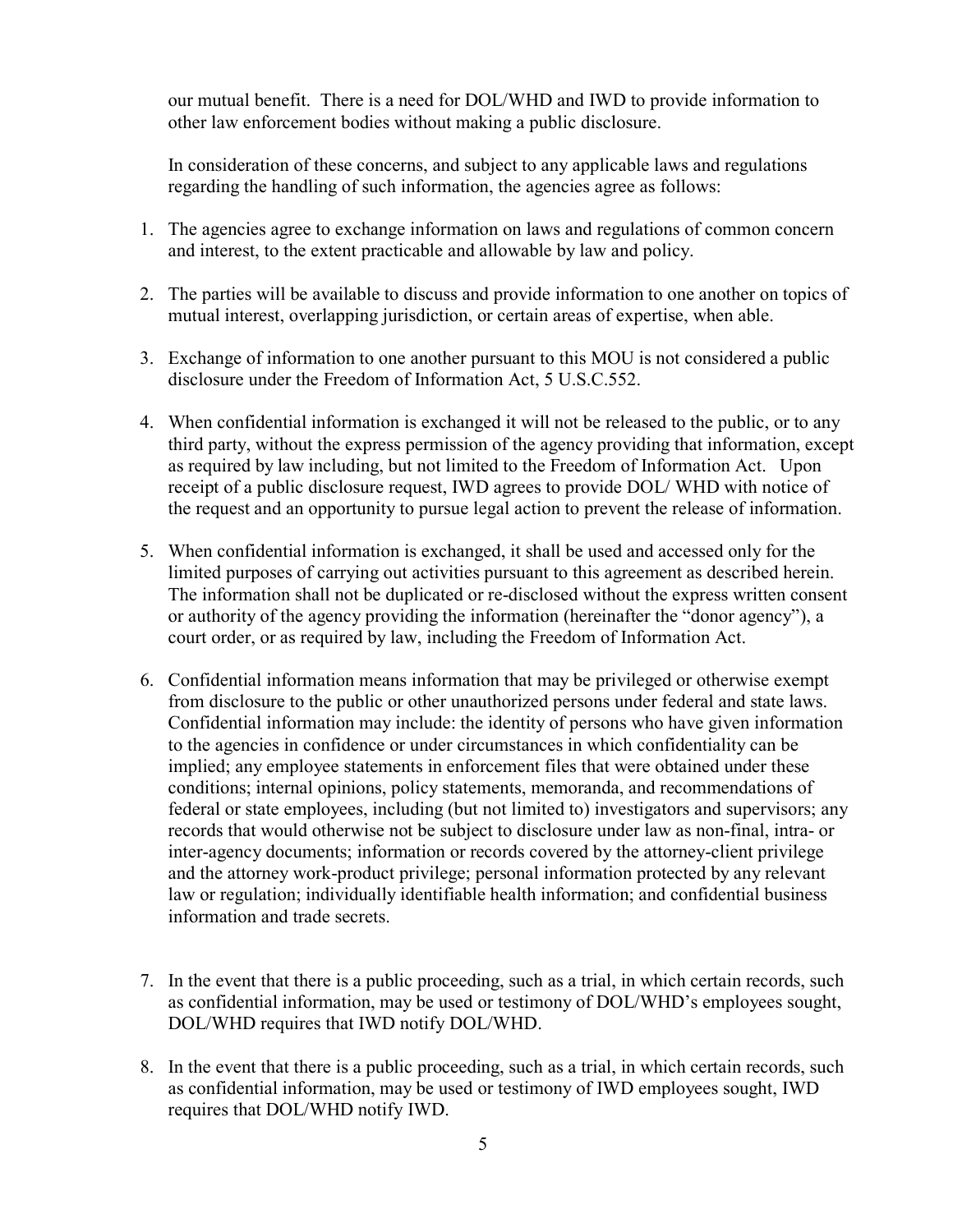our mutual benefit. There is a need for DOL/WHD and IWD to provide information to other law enforcement bodies without making a public disclosure.

In consideration of these concerns, and subject to any applicable laws and regulations regarding the handling of such information, the agencies agree as follows:

1. The agencies agree to exchange information on laws and regulations of common concern and interest, to the extent practicable and allowable by law and policy.

2. The parties will be available to discuss and provide information to one another on topics of mutual interest, overlapping jurisdiction, or certain areas of expertise, when able.

3. Exchange of information to one another pursuant to this MOU is not considered a public disclosure under the Freedom of Information Act, 5 U.S.C.552.

4. When confidential information is exchanged it will not be released to the public, or to any third party, without the express permission of the agency providing that information, except as required by law including, but not limited to the Freedom of Information Act. Upon receipt of a public disclosure request, IWD agrees to provide DOL/ WHD with notice of the request and an opportunity to pursue legal action to prevent the release of information.

5. When confidential information is exchanged, it shall be used and accessed only for the limited purposes of carrying out activities pursuant to this agreement as described herein. The information shall not be duplicated or re-disclosed without the express written consent or authority of the agency providing the information (hereinafter the "donor agency"), a court order, or as required by law, including the Freedom of Information Act.

6. Confidential information means information that may be privileged or otherwise exempt from disclosure to the public or other unauthorized persons under federal and state laws. Confidential information may include: the identity of persons who have given information to the agencies in confidence or under circumstances in which confidentiality can be implied; any employee statements in enforcement files that were obtained under these conditions; internal opinions, policy statements, memoranda, and recommendations of federal or state employees, including (but not limited to) investigators and supervisors; any records that would otherwise not be subject to disclosure under law as non-final, intra- or inter-agency documents; information or records covered by the attorney-client privilege and the attorney work-product privilege; personal information protected by any relevant law or regulation; individually identifiable health information; and confidential business information and trade secrets.

7. In the event that there is a public proceeding, such as a trial, in which certain records, such as confidential information, may be used or testimony of DOL/WHD's employees sought, DOL/WHD requires that IWD notify DOL/WHD.

8. In the event that there is a public proceeding, such as a trial, in which certain records, such as confidential information, may be used or testimony of IWD employees sought, IWD requires that DOL/WHD notify IWD.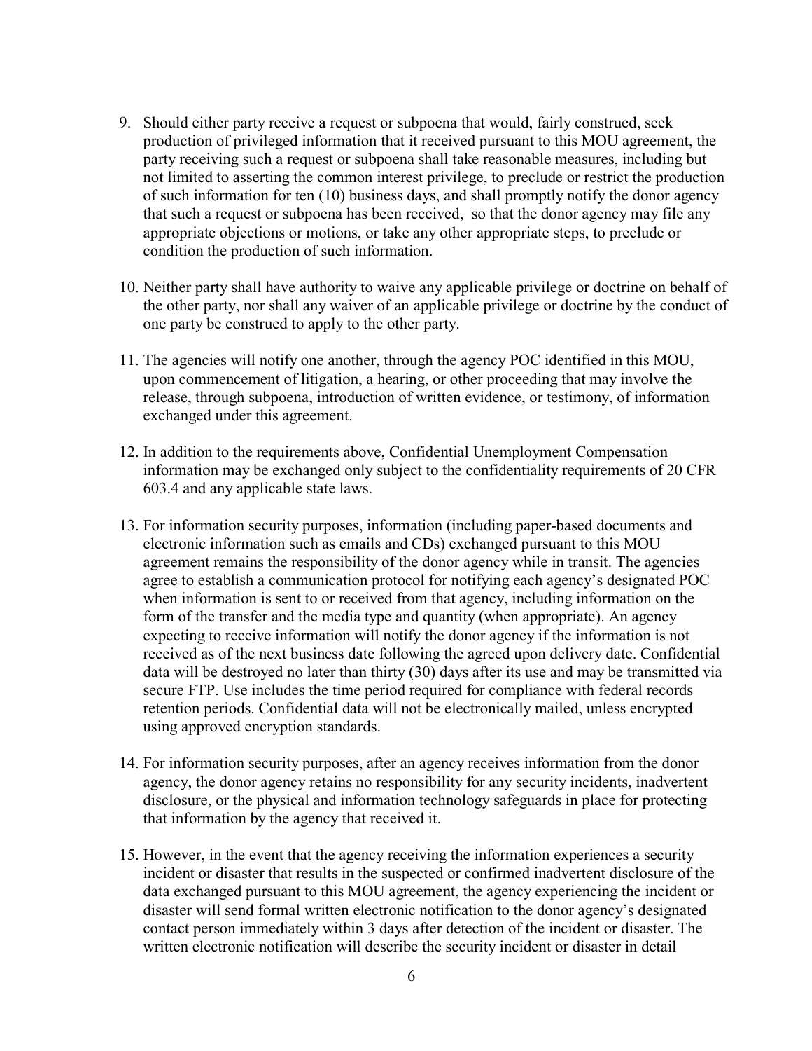9. Should either party receive a request or subpoena that would, fairly construed, seek production of privileged information that it received pursuant to this MOU agreement, the party receiving such a request or subpoena shall take reasonable measures, including but not limited to asserting the common interest privilege, to preclude or restrict the production of such information for ten (10) business days, and shall promptly notify the donor agency that such a request or subpoena has been received, so that the donor agency may file any appropriate objections or motions, or take any other appropriate steps, to preclude or condition the production of such information.

10. Neither party shall have authority to waive any applicable privilege or doctrine on behalf of the other party, nor shall any waiver of an applicable privilege or doctrine by the conduct of one party be construed to apply to the other party.

11. The agencies will notify one another, through the agency POC identified in this MOU, upon commencement of litigation, a hearing, or other proceeding that may involve the release, through subpoena, introduction of written evidence, or testimony, of information exchanged under this agreement.

12. In addition to the requirements above, Confidential Unemployment Compensation information may be exchanged only subject to the confidentiality requirements of 20 CFR 603.4 and any applicable state laws.

13. For information security purposes, information (including paper-based documents and electronic information such as emails and CDs) exchanged pursuant to this MOU agreement remains the responsibility of the donor agency while in transit. The agencies agree to establish a communication protocol for notifying each agency's designated POC when information is sent to or received from that agency, including information on the form of the transfer and the media type and quantity (when appropriate). An agency expecting to receive information will notify the donor agency if the information is not received as of the next business date following the agreed upon delivery date. Confidential data will be destroyed no later than thirty (30) days after its use and may be transmitted via secure FTP. Use includes the time period required for compliance with federal records retention periods. Confidential data will not be electronically mailed, unless encrypted using approved encryption standards.

14. For information security purposes, after an agency receives information from the donor agency, the donor agency retains no responsibility for any security incidents, inadvertent disclosure, or the physical and information technology safeguards in place for protecting that information by the agency that received it.

15. However, in the event that the agency receiving the information experiences a security incident or disaster that results in the suspected or confirmed inadvertent disclosure of the data exchanged pursuant to this MOU agreement, the agency experiencing the incident or disaster will send formal written electronic notification to the donor agency's designated contact person immediately within 3 days after detection of the incident or disaster. The written electronic notification will describe the security incident or disaster in detail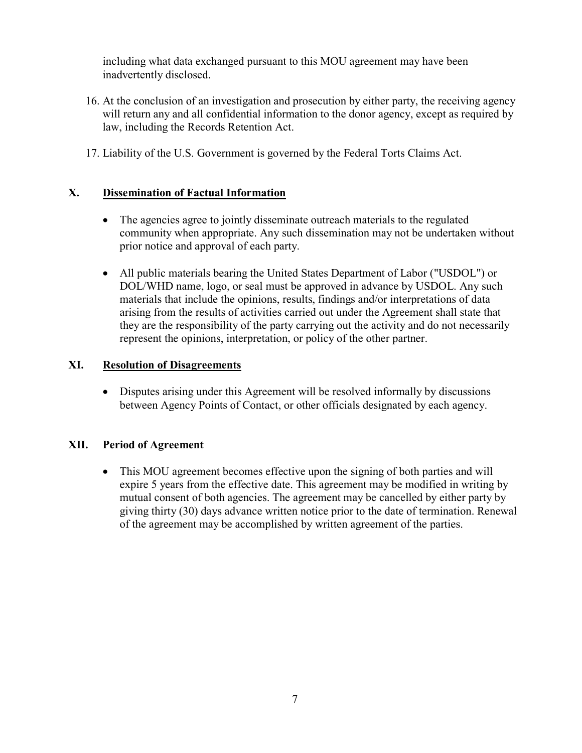including what data exchanged pursuant to this MOU agreement may have been inadvertently disclosed.

16. At the conclusion of an investigation and prosecution by either party, the receiving agency will return any and all confidential information to the donor agency, except as required by law, including the Records Retention Act.

17. Liability of the U.S. Government is governed by the Federal Torts Claims Act.

## X. <u>Dissemination of Factual Information</u>

- The agencies agree to jointly disseminate outreach materials to the regulated community when appropriate. Any such dissemination may not be undertaken without prior notice and approval of each party.

- All public materials bearing the United States Department of Labor ("USDOL") or DOL/WHD name, logo, or seal must be approved in advance by USDOL. Any such materials that include the opinions, results, findings and/or interpretations of data arising from the results of activities carried out under the Agreement shall state that they are the responsibility of the party carrying out the activity and do not necessarily represent the opinions, interpretation, or policy of the other partner.

## XI. <u>Resolution of Disagreements</u>

- Disputes arising under this Agreement will be resolved informally by discussions between Agency Points of Contact, or other officials designated by each agency.

## XII. Period of Agreement

- This MOU agreement becomes effective upon the signing of both parties and will expire 5 years from the effective date. This agreement may be modified in writing by mutual consent of both agencies. The agreement may be cancelled by either party by giving thirty (30) days advance written notice prior to the date of termination. Renewal of the agreement may be accomplished by written agreement of the parties.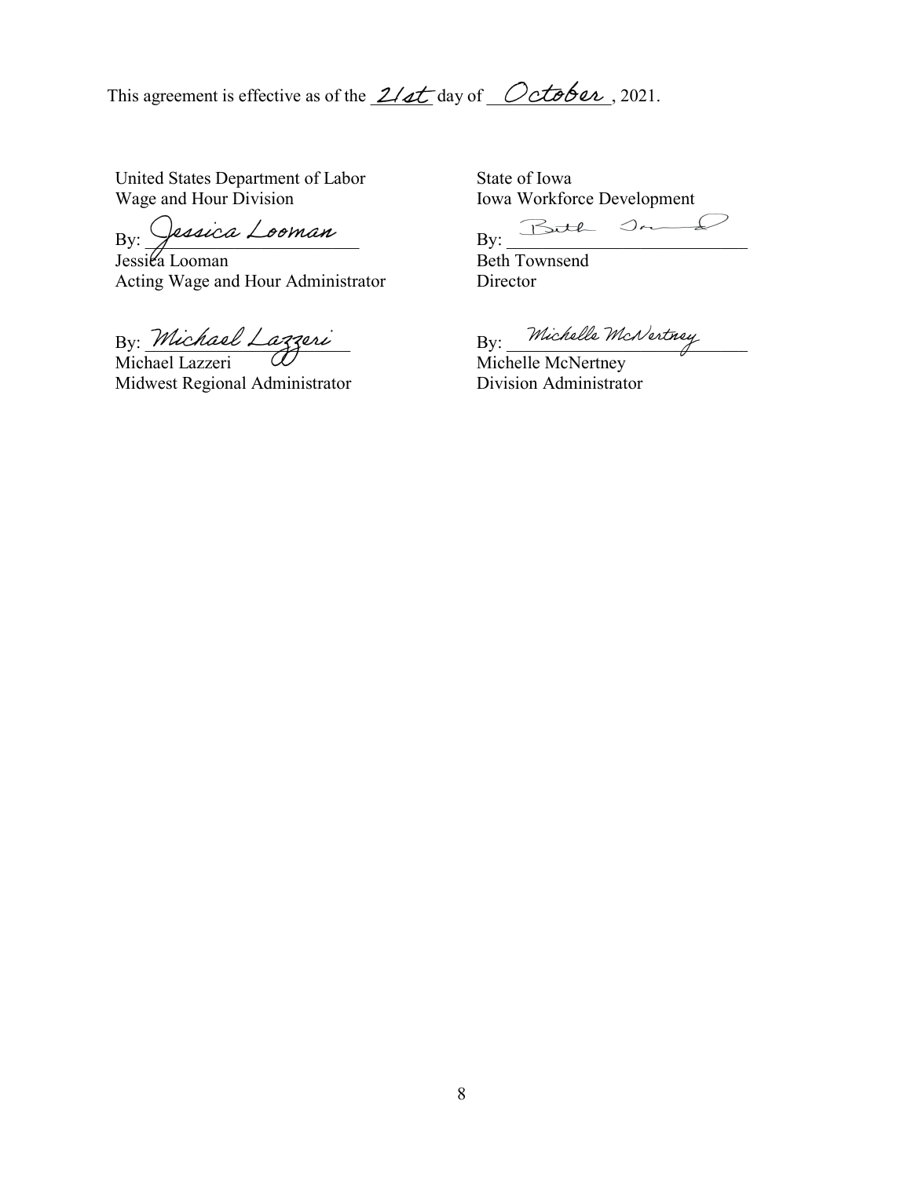This agreement is effective as of the 21st day of October, 2021.

United States Department of Labor
Wage and Hour Division

By: Jessica Looman
Jessica Looman
Acting Wage and Hour Administrator

By: Michael Lazzeri
Michael Lazzeri
Midwest Regional Administrator

State of Iowa
Iowa Workforce Development

By: Beth Townsend
Beth Townsend
Director

By: Michelle McNertney
Michelle McNertney
Division Administrator